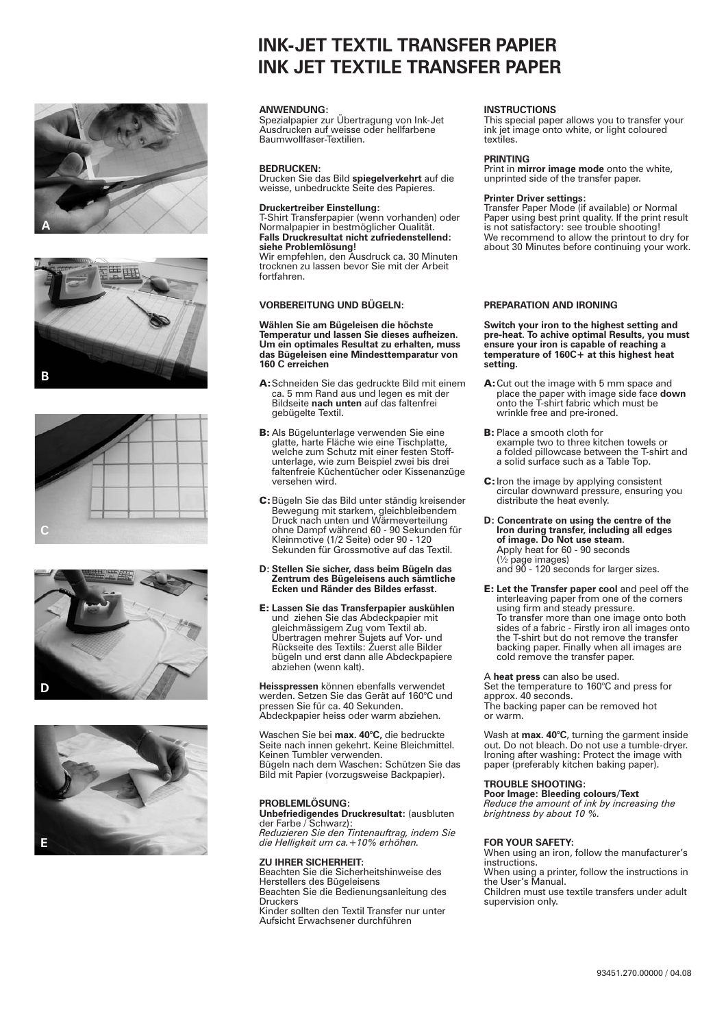# INK-JET TEXTIL TRANSFER PAPIER
# INK JET TEXTILE TRANSFER PAPER

A

B

C

D

E

**ANWENDUNG:**
Spezialpapier zur Übertragung von Ink-Jet Ausdrucken auf weisse oder hellfarbene Baumwollfaser-Textilien.

**BEDRUCKEN:**
Drucken Sie das Bild **spiegelverkehrt** auf die weisse, unbedruckte Seite des Papieres.

**Druckertreiber Einstellung:**
T-Shirt Transferpapier (wenn vorhanden) oder Normalpapier in bestmöglicher Qualität.
**Falls Druckresultat nicht zufriedenstellend: siehe Problemlösung!**
Wir empfehlen, den Ausdruck ca. 30 Minuten trocknen zu lassen bevor Sie mit der Arbeit fortfahren.

**VORBEREITUNG UND BÜGELN:**

**Wählen Sie am Bügeleisen die höchste Temperatur und lassen Sie dieses aufheizen. Um ein optimales Resultat zu erhalten, muss das Bügeleisen eine Mindesttemperatur von 160 C erreichen**

**A:** Schneiden Sie das gedruckte Bild mit einem ca. 5 mm Rand aus und legen es mit der Bildseite **nach unten** auf das faltenfrei gebügelte Textil.

**B:** Als Bügelunterlage verwenden Sie eine glatte, harte Fläche wie eine Tischplatte, welche zum Schutz mit einer festen Stoffunterlage, wie zum Beispiel zwei bis drei faltenfreie Küchentücher oder Kissenanzüge versehen wird.

**C:** Bügeln Sie das Bild unter ständig kreisender Bewegung mit starkem, gleichbleibendem Druck nach unten und Wärmeverteilung ohne Dampf während 60 - 90 Sekunden für Kleinmotive (1/2 Seite) oder 90 - 120 Sekunden für Grossmotive auf das Textil.

**D: Stellen Sie sicher, dass beim Bügeln das Zentrum des Bügeleisens auch sämtliche Ecken und Ränder des Bildes erfasst.**

**E: Lassen Sie das Transferpapier auskühlen** und ziehen Sie das Abdeckpapier mit gleichmässigem Zug vom Textil ab. Übertragen mehrer Sujets auf Vor- und Rückseite des Textils: Zuerst alle Bilder bügeln und erst dann alle Abdeckpapiere abziehen (wenn kalt).

**Heisspressen** können ebenfalls verwendet werden. Setzen Sie das Gerät auf 160°C und pressen Sie für ca. 40 Sekunden. Abdeckpapier heiss oder warm abziehen.

Waschen Sie bei **max. 40°C,** die bedruckte Seite nach innen gekehrt. Keine Bleichmittel. Keinen Tumbler verwenden.
Bügeln nach dem Waschen: Schützen Sie das Bild mit Papier (vorzugsweise Backpapier).

**PROBLEMLÖSUNG:**
**Unbefriedigendes Druckresultat:** (ausbluten der Farbe / Schwarz):
*Reduzieren Sie den Tintenauftrag, indem Sie die Helligkeit um ca.+10% erhöhen.*

**ZU IHRER SICHERHEIT:**
Beachten Sie die Sicherheitshinweise des Herstellers des Bügeleisens
Beachten Sie die Bedienungsanleitung des Druckers
Kinder sollten den Textil Transfer nur unter Aufsicht Erwachsener durchführen

**INSTRUCTIONS**
This special paper allows you to transfer your ink jet image onto white, or light coloured textiles.

**PRINTING**
Print in **mirror image mode** onto the white, unprinted side of the transfer paper.

**Printer Driver settings:**
Transfer Paper Mode (if available) or Normal Paper using best print quality. If the print result is not satisfactory: see trouble shooting!
We recommend to allow the printout to dry for about 30 Minutes before continuing your work.

**PREPARATION AND IRONING**

**Switch your iron to the highest setting and pre-heat. To achive optimal Results, you must ensure your iron is capable of reaching a temperature of 160C+ at this highest heat setting.**

**A:** Cut out the image with 5 mm space and place the paper with image side face **down** onto the T-shirt fabric which must be wrinkle free and pre-ironed.

**B:** Place a smooth cloth for example two to three kitchen towels or a folded pillowcase between the T-shirt and a solid surface such as a Table Top.

**C:** Iron the image by applying consistent circular downward pressure, ensuring you distribute the heat evenly.

**D: Concentrate on using the centre of the Iron during transfer, including all edges of image. Do Not use steam.**
Apply heat for 60 - 90 seconds (½ page images) and 90 - 120 seconds for larger sizes.

**E: Let the Transfer paper cool** and peel off the interleaving paper from one of the corners using firm and steady pressure.
To transfer more than one image onto both sides of a fabric - Firstly iron all images onto the T-shirt but do not remove the transfer backing paper. Finally when all images are cold remove the transfer paper.

A **heat press** can also be used.
Set the temperature to 160°C and press for approx. 40 seconds.
The backing paper can be removed hot or warm.

Wash at **max. 40°C**, turning the garment inside out. Do not bleach. Do not use a tumble-dryer. Ironing after washing: Protect the image with paper (preferably kitchen baking paper).

**TROUBLE SHOOTING:**
**Poor Image: Bleeding colours/Text**
*Reduce the amount of ink by increasing the brightness by about 10 %.*

**FOR YOUR SAFETY:**
When using an iron, follow the manufacturer's instructions.
When using a printer, follow the instructions in the User's Manual.
Children must use textile transfers under adult supervision only.

93451.270.00000 / 04.08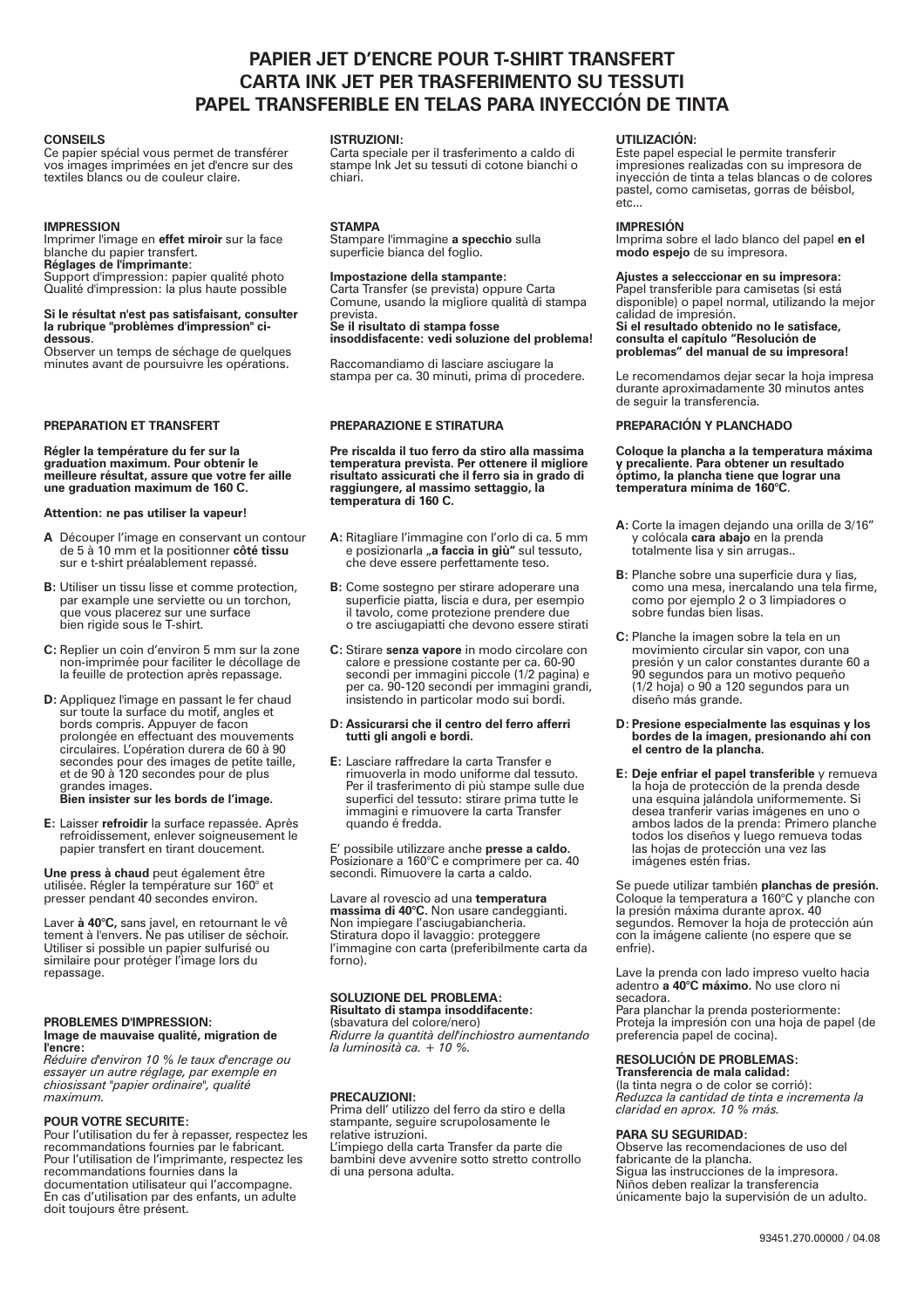# PAPIER JET D'ENCRE POUR T-SHIRT TRANSFERT
# CARTA INK JET PER TRASFERIMENTO SU TESSUTI
# PAPEL TRANSFERIBLE EN TELAS PARA INYECCIÓN DE TINTA

## CONSEILS

Ce papier spécial vous permet de transférer vos images imprimées en jet d'encre sur des textiles blancs ou de couleur claire.

## IMPRESSION

Imprimer l'image en **effet miroir** sur la face blanche du papier transfert.
**Réglages de l'imprimante**:
Support d'impression: papier qualité photo
Qualité d'impression: la plus haute possible

**Si le résultat n'est pas satisfaisant, consulter la rubrique "problèmes d'impression" ci-dessous.**
Observer un temps de séchage de quelques minutes avant de poursuivre les opérations.

## PREPARATION ET TRANSFERT

**Régler la température du fer sur la graduation maximum. Pour obtenir le meilleure résultat, assure que votre fer aille une graduation maximum de 160 C.**

**Attention: ne pas utiliser la vapeur!**

**A** Découper l'image en conservant un contour de 5 à 10 mm et la positionner **côté tissu** sur e t-shirt préalablement repassé.

**B**: Utiliser un tissu lisse et comme protection, par exemple une serviette ou un torchon, que vous placerez sur une surface bien rigide sous le T-shirt.

**C**: Replier un coin d'environ 5 mm sur la zone non-imprimée pour faciliter le décollage de la feuille de protection après repassage.

**D**: Appliquez l'image en passant le fer chaud sur toute la surface du motif, angles et bords compris. Appuyer de facon prolongée en effectuant des mouvements circulaires. L'opération durera de 60 à 90 secondes pour des images de petite taille, et de 90 à 120 secondes pour de plus grandes images.
**Bien insister sur les bords de l'image.**

**E**: Laisser **refroidir** la surface repassée. Après refroidissement, enlever soigneusement le papier transfert en tirant doucement.

**Une press à chaud** peut également être utilisée. Régler la température sur 160° et presser pendant 40 secondes environ.

Laver **à 40°C,** sans javel, en retournant le vê tement à l'envers. Ne pas utiliser de séchoir. Utiliser si possible un papier sulfurisé ou similaire pour protéger l'image lors du repassage.

## PROBLEMES D'IMPRESSION:

**Image de mauvaise qualité, migration de l'encre:**
*Réduire d'environ 10 % le taux d'encrage ou essayer un autre réglage, par exemple en chiosissant "papier ordinaire", qualité maximum.*

## POUR VOTRE SECURITE:

Pour l'utilisation du fer à repasser, respectez les recommandations fournies par le fabricant. Pour l'utilisation de l'imprimante, respectez les recommandations fournies dans la documentation utilisateur qui l'accompagne. En cas d'utilisation par des enfants, un adulte doit toujours être présent.

## ISTRUZIONI:

Carta speciale per il trasferimento a caldo di stampe Ink Jet su tessuti di cotone bianchi o chiari.

## STAMPA

Stampare l'immagine **a specchio** sulla superficie bianca del foglio.

**Impostazione della stampante:**
Carta Transfer (se prevista) oppure Carta Comune, usando la migliore qualità di stampa prevista.
**Se il risultato di stampa fosse insoddisfacente: vedi soluzione del problema!**

Raccomandiamo di lasciare asciugare la stampa per ca. 30 minuti, prima di procedere.

## PREPARAZIONE E STIRATURA

**Pre riscalda il tuo ferro da stiro alla massima temperatura prevista. Per ottenere il migliore risultato assicurati che il ferro sia in grado di raggiungere, al massimo settaggio, la temperatura di 160 C.**

**A:** Ritagliare l'immagine con l'orlo di ca. 5 mm e posizionarla **„a faccia in giù"** sul tessuto, che deve essere perfettamente teso.

**B**: Come sostegno per stirare adoperare una superficie piatta, liscia e dura, per esempio il tavolo, come protezione prendere due o tre asciugapiatti che devono essere stirati

**C**: Stirare **senza vapore** in modo circolare con calore e pressione costante per ca. 60-90 secondi per immagini piccole (1/2 pagina) e per ca. 90-120 secondi per immagini grandi, insistendo in particolar modo sui bordi.

**D: Assicurarsi che il centro del ferro afferri tutti gli angoli e bordi.**

**E**: Lasciare raffredare la carta Transfer e rimuoverla in modo uniforme dal tessuto. Per il trasferimento di più stampe sulle due superfici del tessuto: stirare prima tutte le immagini e rimuovere la carta Transfer quando é fredda.

E' possibile utilizzare anche **presse a caldo**. Posizionare a 160°C e comprimere per ca. 40 secondi. Rimuovere la carta a caldo.

Lavare al rovescio ad una **temperatura massima di 40°C.** Non usare candeggianti. Non impiegare l'asciugabiancheria. Stiratura dopo il lavaggio: proteggere l'immagine con carta (preferibilmente carta da forno).

## SOLUZIONE DEL PROBLEMA:

**Risultato di stampa insoddifacente:**
(sbavatura del colore/nero)
*Ridurre la quantità dell'inchiostro aumentando la luminosità ca. + 10 %.*

## PRECAUZIONI:

Prima dell' utilizzo del ferro da stiro e della stampante, seguire scrupolosamente le relative istruzioni.
L'impiego della carta Transfer da parte die bambini deve avvenire sotto stretto controllo di una persona adulta.

## UTILIZACIÓN:

Este papel especial le permite transferir impresiones realizadas con su impresora de inyección de tinta a telas blancas o de colores pastel, como camisetas, gorras de béisbol, etc...

## IMPRESIÓN

Imprima sobre el lado blanco del papel **en el modo espejo** de su impresora.

**Ajustes a selecccionar en su impresora:**
Papel transferible para camisetas (si está disponible) o papel normal, utilizando la mejor calidad de impresión.
**Si el resultado obtenido no le satisface, consulta el capítulo "Resolución de problemas" del manual de su impresora!**

Le recomendamos dejar secar la hoja impresa durante aproximadamente 30 minutos antes de seguir la transferencia.

## PREPARACIÓN Y PLANCHADO

**Coloque la plancha a la temperatura máxima y precaliente. Para obtener un resultado óptimo, la plancha tiene que lograr una temperatura mínima de 160°C.**

**A:** Corte la imagen dejando una orilla de 3/16" y colócala **cara abajo** en la prenda totalmente lisa y sin arrugas..

**B:** Planche sobre una superficie dura y lias, como una mesa, inercalando una tela firme, como por ejemplo 2 o 3 limpiadores o sobre fundas bien lisas.

**C:** Planche la imagen sobre la tela en un movimiento circular sin vapor, con una presión y un calor constantes durante 60 a 90 segundos para un motivo pequeño (1/2 hoja) o 90 a 120 segundos para un diseño más grande.

**D: Presione especialmente las esquinas y los bordes de la imagen, presionando ahí con el centro de la plancha.**

**E: Deje enfriar el papel transferible** y remueva la hoja de protección de la prenda desde una esquina jalándola uniformemente. Si desea tranferir varias imágenes en uno o ambos lados de la prenda: Primero planche todos los diseños y luego remueva todas las hojas de protección una vez las imágenes estén frias.

Se puede utilizar también **planchas de presión.** Coloque la temperatura a 160°C y planche con la presión máxima durante aprox. 40 segundos. Remover la hoja de protección aún con la imágene caliente (no espere que se enfrie).

Lave la prenda con lado impreso vuelto hacia adentro **a 40°C máximo.** No use cloro ni secadora.
Para planchar la prenda posteriormente: Proteja la impresión con una hoja de papel (de preferencia papel de cocina).

## RESOLUCIÓN DE PROBLEMAS:

**Transferencia de mala calidad:**
(la tinta negra o de color se corrió):
*Reduzca la cantidad de tinta e incrementa la claridad en aprox. 10 % más.*

## PARA SU SEGURIDAD:

Observe las recomendaciones de uso del fabricante de la plancha.
Sigua las instrucciones de la impresora.
Niños deben realizar la transferencia únicamente bajo la supervisión de un adulto.

93451.270.00000 / 04.08